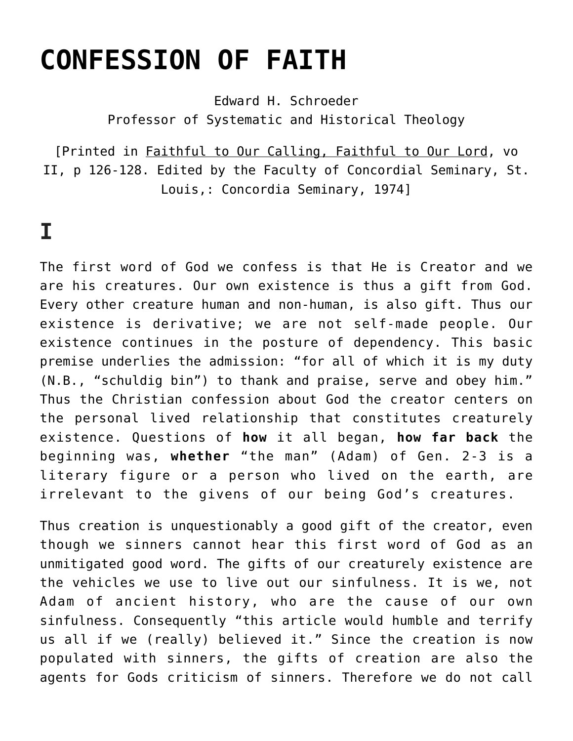# CONFESSION OF FAITH

Edward H. Schroeder
Professor of Systematic and Historical Theology

[Printed in Faithful to Our Calling, Faithful to Our Lord, vo II, p 126-128. Edited by the Faculty of Concordial Seminary, St. Louis,: Concordia Seminary, 1974]

# I

The first word of God we confess is that He is Creator and we are his creatures. Our own existence is thus a gift from God. Every other creature human and non-human, is also gift. Thus our existence is derivative; we are not self-made people. Our existence continues in the posture of dependency. This basic premise underlies the admission: "for all of which it is my duty (N.B., "schuldig bin") to thank and praise, serve and obey him." Thus the Christian confession about God the creator centers on the personal lived relationship that constitutes creaturely existence. Questions of **how** it all began, **how far back** the beginning was, **whether** "the man" (Adam) of Gen. 2-3 is a literary figure or a person who lived on the earth, are irrelevant to the givens of our being God's creatures.

Thus creation is unquestionably a good gift of the creator, even though we sinners cannot hear this first word of God as an unmitigated good word. The gifts of our creaturely existence are the vehicles we use to live out our sinfulness. It is we, not Adam of ancient history, who are the cause of our own sinfulness. Consequently "this article would humble and terrify us all if we (really) believed it." Since the creation is now populated with sinners, the gifts of creation are also the agents for Gods criticism of sinners. Therefore we do not call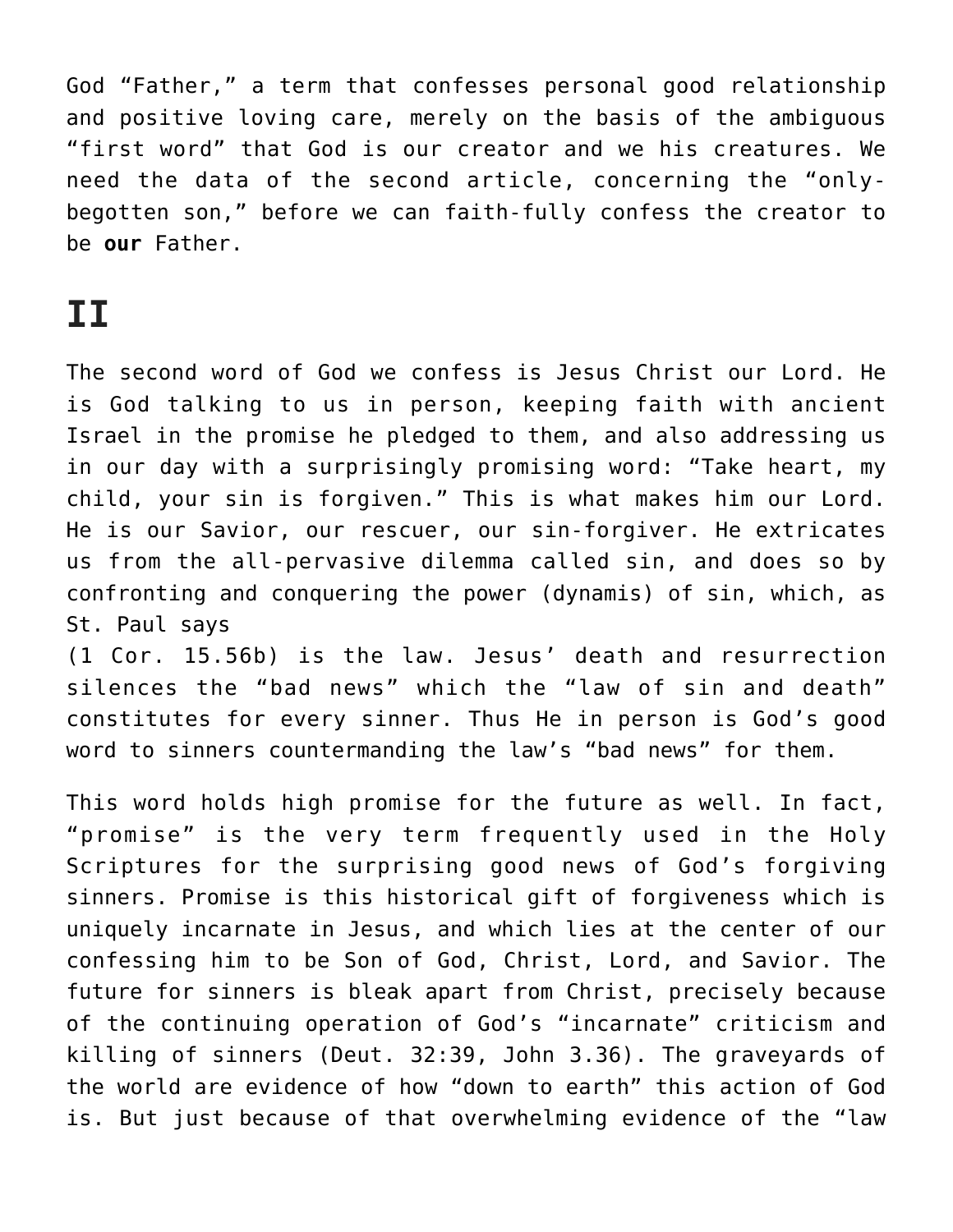God "Father," a term that confesses personal good relationship and positive loving care, merely on the basis of the ambiguous "first word" that God is our creator and we his creatures. We need the data of the second article, concerning the "only-begotten son," before we can faith-fully confess the creator to be **our** Father.

# II

The second word of God we confess is Jesus Christ our Lord. He is God talking to us in person, keeping faith with ancient Israel in the promise he pledged to them, and also addressing us in our day with a surprisingly promising word: "Take heart, my child, your sin is forgiven." This is what makes him our Lord. He is our Savior, our rescuer, our sin-forgiver. He extricates us from the all-pervasive dilemma called sin, and does so by confronting and conquering the power (dynamis) of sin, which, as St. Paul says
(1 Cor. 15.56b) is the law. Jesus' death and resurrection silences the "bad news" which the "law of sin and death" constitutes for every sinner. Thus He in person is God's good word to sinners countermanding the law's "bad news" for them.

This word holds high promise for the future as well. In fact, "promise" is the very term frequently used in the Holy Scriptures for the surprising good news of God's forgiving sinners. Promise is this historical gift of forgiveness which is uniquely incarnate in Jesus, and which lies at the center of our confessing him to be Son of God, Christ, Lord, and Savior. The future for sinners is bleak apart from Christ, precisely because of the continuing operation of God's "incarnate" criticism and killing of sinners (Deut. 32:39, John 3.36). The graveyards of the world are evidence of how "down to earth" this action of God is. But just because of that overwhelming evidence of the "law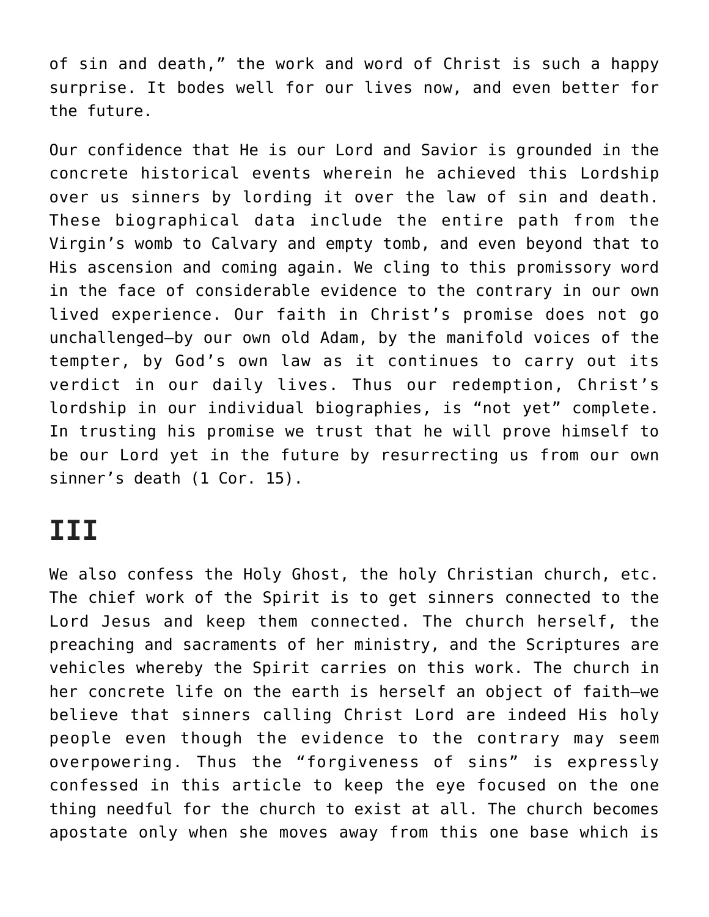of sin and death," the work and word of Christ is such a happy surprise. It bodes well for our lives now, and even better for the future.

Our confidence that He is our Lord and Savior is grounded in the concrete historical events wherein he achieved this Lordship over us sinners by lording it over the law of sin and death. These biographical data include the entire path from the Virgin's womb to Calvary and empty tomb, and even beyond that to His ascension and coming again. We cling to this promissory word in the face of considerable evidence to the contrary in our own lived experience. Our faith in Christ's promise does not go unchallenged—by our own old Adam, by the manifold voices of the tempter, by God's own law as it continues to carry out its verdict in our daily lives. Thus our redemption, Christ's lordship in our individual biographies, is "not yet" complete. In trusting his promise we trust that he will prove himself to be our Lord yet in the future by resurrecting us from our own sinner's death (1 Cor. 15).

# III

We also confess the Holy Ghost, the holy Christian church, etc. The chief work of the Spirit is to get sinners connected to the Lord Jesus and keep them connected. The church herself, the preaching and sacraments of her ministry, and the Scriptures are vehicles whereby the Spirit carries on this work. The church in her concrete life on the earth is herself an object of faith—we believe that sinners calling Christ Lord are indeed His holy people even though the evidence to the contrary may seem overpowering. Thus the "forgiveness of sins" is expressly confessed in this article to keep the eye focused on the one thing needful for the church to exist at all. The church becomes apostate only when she moves away from this one base which is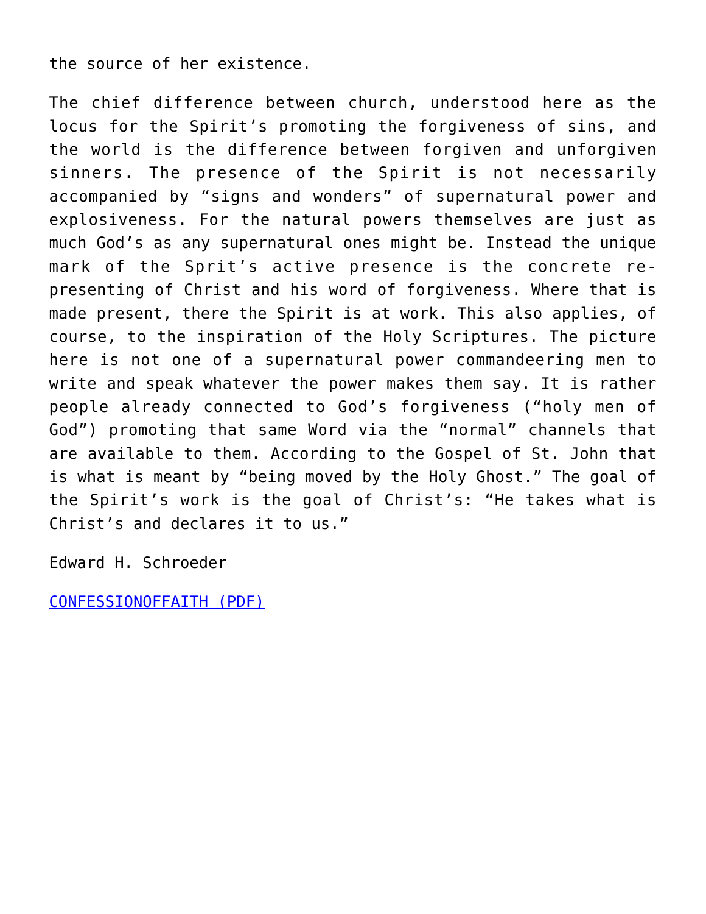the source of her existence.

The chief difference between church, understood here as the locus for the Spirit's promoting the forgiveness of sins, and the world is the difference between forgiven and unforgiven sinners. The presence of the Spirit is not necessarily accompanied by "signs and wonders" of supernatural power and explosiveness. For the natural powers themselves are just as much God's as any supernatural ones might be. Instead the unique mark of the Sprit's active presence is the concrete re-presenting of Christ and his word of forgiveness. Where that is made present, there the Spirit is at work. This also applies, of course, to the inspiration of the Holy Scriptures. The picture here is not one of a supernatural power commandeering men to write and speak whatever the power makes them say. It is rather people already connected to God's forgiveness ("holy men of God") promoting that same Word via the "normal" channels that are available to them. According to the Gospel of St. John that is what is meant by "being moved by the Holy Ghost." The goal of the Spirit's work is the goal of Christ's: "He takes what is Christ's and declares it to us."

Edward H. Schroeder

CONFESSIONOFFAITH (PDF)